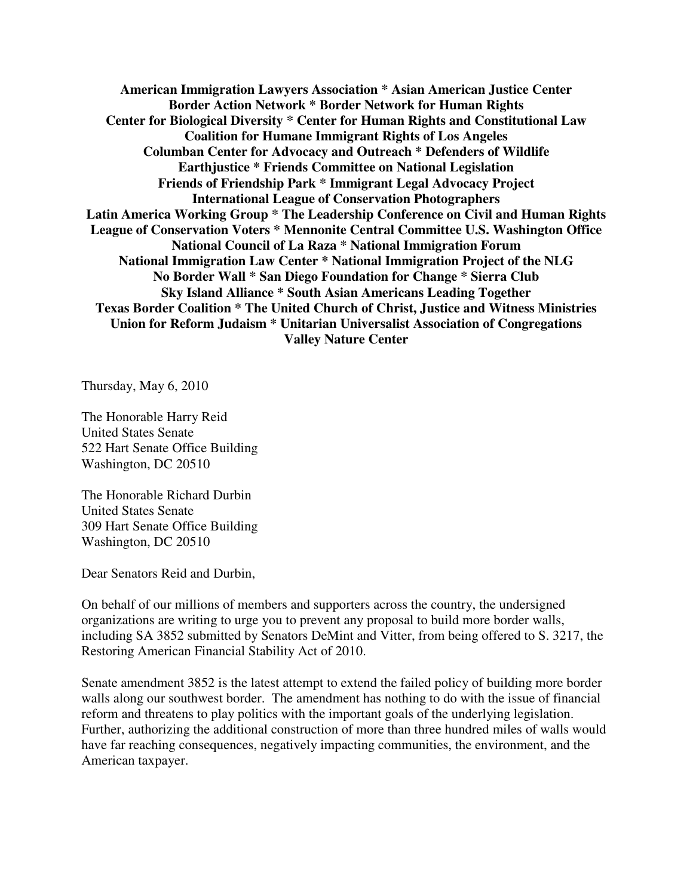**American Immigration Lawyers Association * Asian American Justice Center**
**Border Action Network * Border Network for Human Rights**
**Center for Biological Diversity * Center for Human Rights and Constitutional Law**
**Coalition for Humane Immigrant Rights of Los Angeles**
**Columban Center for Advocacy and Outreach * Defenders of Wildlife**
**Earthjustice * Friends Committee on National Legislation**
**Friends of Friendship Park * Immigrant Legal Advocacy Project**
**International League of Conservation Photographers**
**Latin America Working Group * The Leadership Conference on Civil and Human Rights**
**League of Conservation Voters * Mennonite Central Committee U.S. Washington Office**
**National Council of La Raza * National Immigration Forum**
**National Immigration Law Center * National Immigration Project of the NLG**
**No Border Wall * San Diego Foundation for Change * Sierra Club**
**Sky Island Alliance * South Asian Americans Leading Together**
**Texas Border Coalition * The United Church of Christ, Justice and Witness Ministries**
**Union for Reform Judaism * Unitarian Universalist Association of Congregations**
**Valley Nature Center**

Thursday, May 6, 2010

The Honorable Harry Reid
United States Senate
522 Hart Senate Office Building
Washington, DC 20510

The Honorable Richard Durbin
United States Senate
309 Hart Senate Office Building
Washington, DC 20510

Dear Senators Reid and Durbin,

On behalf of our millions of members and supporters across the country, the undersigned organizations are writing to urge you to prevent any proposal to build more border walls, including SA 3852 submitted by Senators DeMint and Vitter, from being offered to S. 3217, the Restoring American Financial Stability Act of 2010.

Senate amendment 3852 is the latest attempt to extend the failed policy of building more border walls along our southwest border. The amendment has nothing to do with the issue of financial reform and threatens to play politics with the important goals of the underlying legislation. Further, authorizing the additional construction of more than three hundred miles of walls would have far reaching consequences, negatively impacting communities, the environment, and the American taxpayer.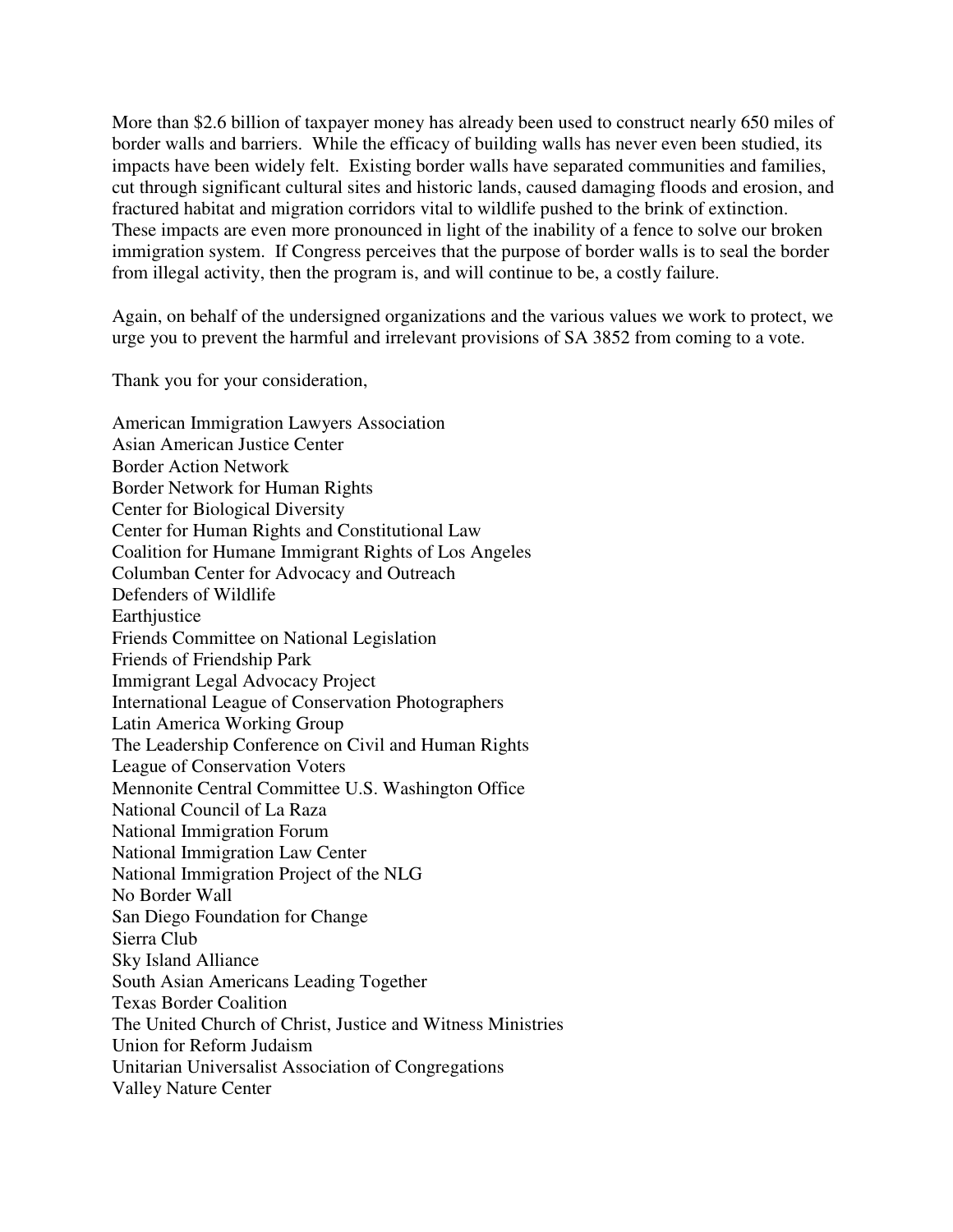More than $2.6 billion of taxpayer money has already been used to construct nearly 650 miles of border walls and barriers. While the efficacy of building walls has never even been studied, its impacts have been widely felt. Existing border walls have separated communities and families, cut through significant cultural sites and historic lands, caused damaging floods and erosion, and fractured habitat and migration corridors vital to wildlife pushed to the brink of extinction. These impacts are even more pronounced in light of the inability of a fence to solve our broken immigration system. If Congress perceives that the purpose of border walls is to seal the border from illegal activity, then the program is, and will continue to be, a costly failure.

Again, on behalf of the undersigned organizations and the various values we work to protect, we urge you to prevent the harmful and irrelevant provisions of SA 3852 from coming to a vote.

Thank you for your consideration,

American Immigration Lawyers Association
Asian American Justice Center
Border Action Network
Border Network for Human Rights
Center for Biological Diversity
Center for Human Rights and Constitutional Law
Coalition for Humane Immigrant Rights of Los Angeles
Columban Center for Advocacy and Outreach
Defenders of Wildlife
Earthjustice
Friends Committee on National Legislation
Friends of Friendship Park
Immigrant Legal Advocacy Project
International League of Conservation Photographers
Latin America Working Group
The Leadership Conference on Civil and Human Rights
League of Conservation Voters
Mennonite Central Committee U.S. Washington Office
National Council of La Raza
National Immigration Forum
National Immigration Law Center
National Immigration Project of the NLG
No Border Wall
San Diego Foundation for Change
Sierra Club
Sky Island Alliance
South Asian Americans Leading Together
Texas Border Coalition
The United Church of Christ, Justice and Witness Ministries
Union for Reform Judaism
Unitarian Universalist Association of Congregations
Valley Nature Center